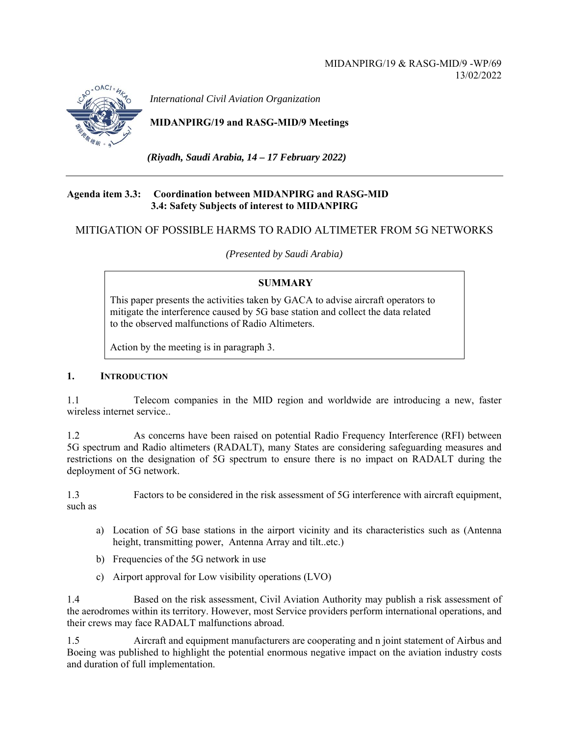MIDANPIRG/19 & RASG-MID/9 -WP/69
13/02/2022

*International Civil Aviation Organization*

**MIDANPIRG/19 and RASG-MID/9 Meetings**

***(Riyadh, Saudi Arabia, 14 – 17 February 2022)***

---

**Agenda item 3.3: Coordination between MIDANPIRG and RASG-MID**
**3.4: Safety Subjects of interest to MIDANPIRG**

MITIGATION OF POSSIBLE HARMS TO RADIO ALTIMETER FROM 5G NETWORKS

*(Presented by Saudi Arabia)*

| **SUMMARY** |
|---|
| This paper presents the activities taken by GACA to advise aircraft operators to mitigate the interference caused by 5G base station and collect the data related to the observed malfunctions of Radio Altimeters.<br><br>Action by the meeting is in paragraph 3. |

## 1. INTRODUCTION

1.1 Telecom companies in the MID region and worldwide are introducing a new, faster wireless internet service..

1.2 As concerns have been raised on potential Radio Frequency Interference (RFI) between 5G spectrum and Radio altimeters (RADALT), many States are considering safeguarding measures and restrictions on the designation of 5G spectrum to ensure there is no impact on RADALT during the deployment of 5G network.

1.3 Factors to be considered in the risk assessment of 5G interference with aircraft equipment, such as

a) Location of 5G base stations in the airport vicinity and its characteristics such as (Antenna height, transmitting power, Antenna Array and tilt..etc.)

b) Frequencies of the 5G network in use

c) Airport approval for Low visibility operations (LVO)

1.4 Based on the risk assessment, Civil Aviation Authority may publish a risk assessment of the aerodromes within its territory. However, most Service providers perform international operations, and their crews may face RADALT malfunctions abroad.

1.5 Aircraft and equipment manufacturers are cooperating and n joint statement of Airbus and Boeing was published to highlight the potential enormous negative impact on the aviation industry costs and duration of full implementation.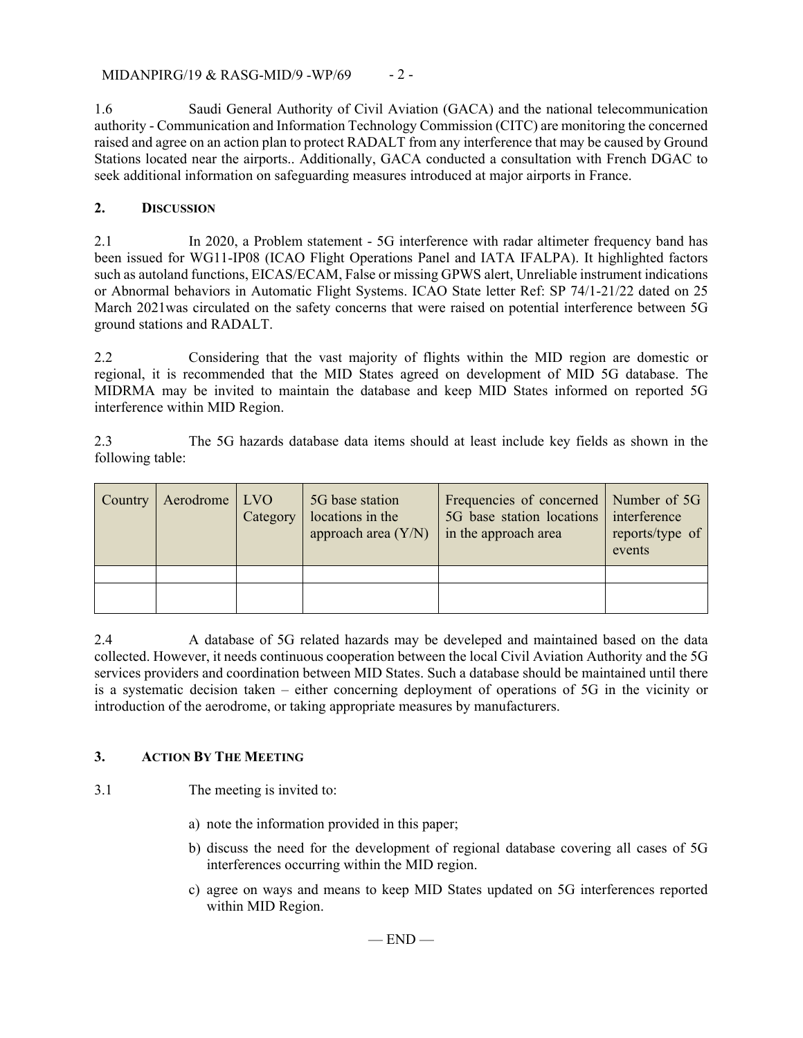1.6 Saudi General Authority of Civil Aviation (GACA) and the national telecommunication authority - Communication and Information Technology Commission (CITC) are monitoring the concerned raised and agree on an action plan to protect RADALT from any interference that may be caused by Ground Stations located near the airports.. Additionally, GACA conducted a consultation with French DGAC to seek additional information on safeguarding measures introduced at major airports in France.

## 2. DISCUSSION

2.1 In 2020, a Problem statement - 5G interference with radar altimeter frequency band has been issued for WG11-IP08 (ICAO Flight Operations Panel and IATA IFALPA). It highlighted factors such as autoland functions, EICAS/ECAM, False or missing GPWS alert, Unreliable instrument indications or Abnormal behaviors in Automatic Flight Systems. ICAO State letter Ref: SP 74/1-21/22 dated on 25 March 2021was circulated on the safety concerns that were raised on potential interference between 5G ground stations and RADALT.

2.2 Considering that the vast majority of flights within the MID region are domestic or regional, it is recommended that the MID States agreed on development of MID 5G database. The MIDRMA may be invited to maintain the database and keep MID States informed on reported 5G interference within MID Region.

2.3 The 5G hazards database data items should at least include key fields as shown in the following table:

| Country | Aerodrome | LVO Category | 5G base station locations in the approach area (Y/N) | Frequencies of concerned 5G base station locations in the approach area | Number of 5G interference reports/type of events |
|---|---|---|---|---|---|
| | | | | | |
| | | | | | |

2.4 A database of 5G related hazards may be develeped and maintained based on the data collected. However, it needs continuous cooperation between the local Civil Aviation Authority and the 5G services providers and coordination between MID States. Such a database should be maintained until there is a systematic decision taken – either concerning deployment of operations of 5G in the vicinity or introduction of the aerodrome, or taking appropriate measures by manufacturers.

## 3. ACTION BY THE MEETING

3.1 The meeting is invited to:

a) note the information provided in this paper;

b) discuss the need for the development of regional database covering all cases of 5G interferences occurring within the MID region.

c) agree on ways and means to keep MID States updated on 5G interferences reported within MID Region.

— END —